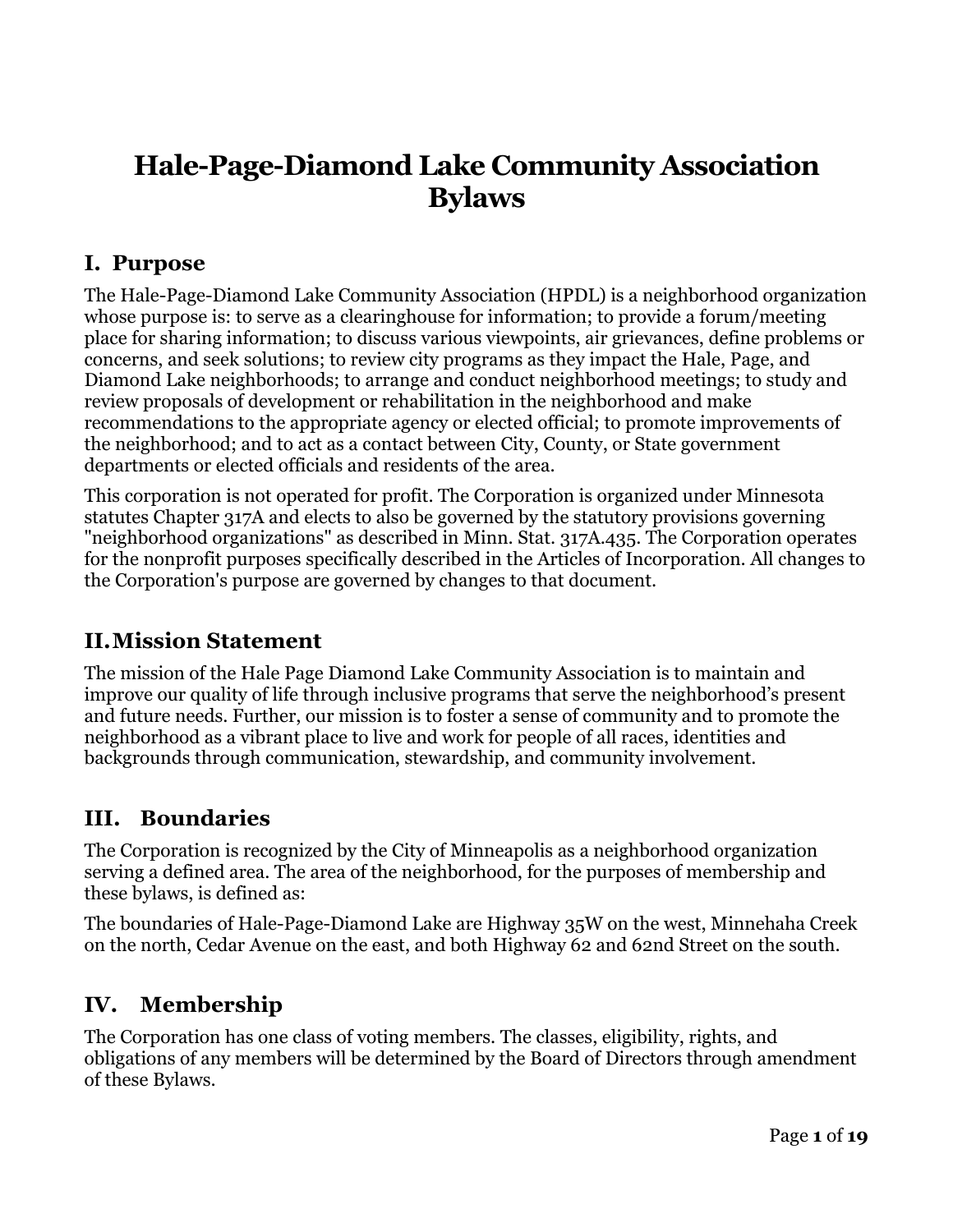# Hale-Page-Diamond Lake Community Association Bylaws

## I. Purpose

The Hale-Page-Diamond Lake Community Association (HPDL) is a neighborhood organization whose purpose is: to serve as a clearinghouse for information; to provide a forum/meeting place for sharing information; to discuss various viewpoints, air grievances, define problems or concerns, and seek solutions; to review city programs as they impact the Hale, Page, and Diamond Lake neighborhoods; to arrange and conduct neighborhood meetings; to study and review proposals of development or rehabilitation in the neighborhood and make recommendations to the appropriate agency or elected official; to promote improvements of the neighborhood; and to act as a contact between City, County, or State government departments or elected officials and residents of the area.

This corporation is not operated for profit. The Corporation is organized under Minnesota statutes Chapter 317A and elects to also be governed by the statutory provisions governing "neighborhood organizations" as described in Minn. Stat. 317A.435. The Corporation operates for the nonprofit purposes specifically described in the Articles of Incorporation. All changes to the Corporation's purpose are governed by changes to that document.

## II. Mission Statement

The mission of the Hale Page Diamond Lake Community Association is to maintain and improve our quality of life through inclusive programs that serve the neighborhood's present and future needs. Further, our mission is to foster a sense of community and to promote the neighborhood as a vibrant place to live and work for people of all races, identities and backgrounds through communication, stewardship, and community involvement.

## III. Boundaries

The Corporation is recognized by the City of Minneapolis as a neighborhood organization serving a defined area. The area of the neighborhood, for the purposes of membership and these bylaws, is defined as:

The boundaries of Hale-Page-Diamond Lake are Highway 35W on the west, Minnehaha Creek on the north, Cedar Avenue on the east, and both Highway 62 and 62nd Street on the south.

## IV. Membership

The Corporation has one class of voting members. The classes, eligibility, rights, and obligations of any members will be determined by the Board of Directors through amendment of these Bylaws.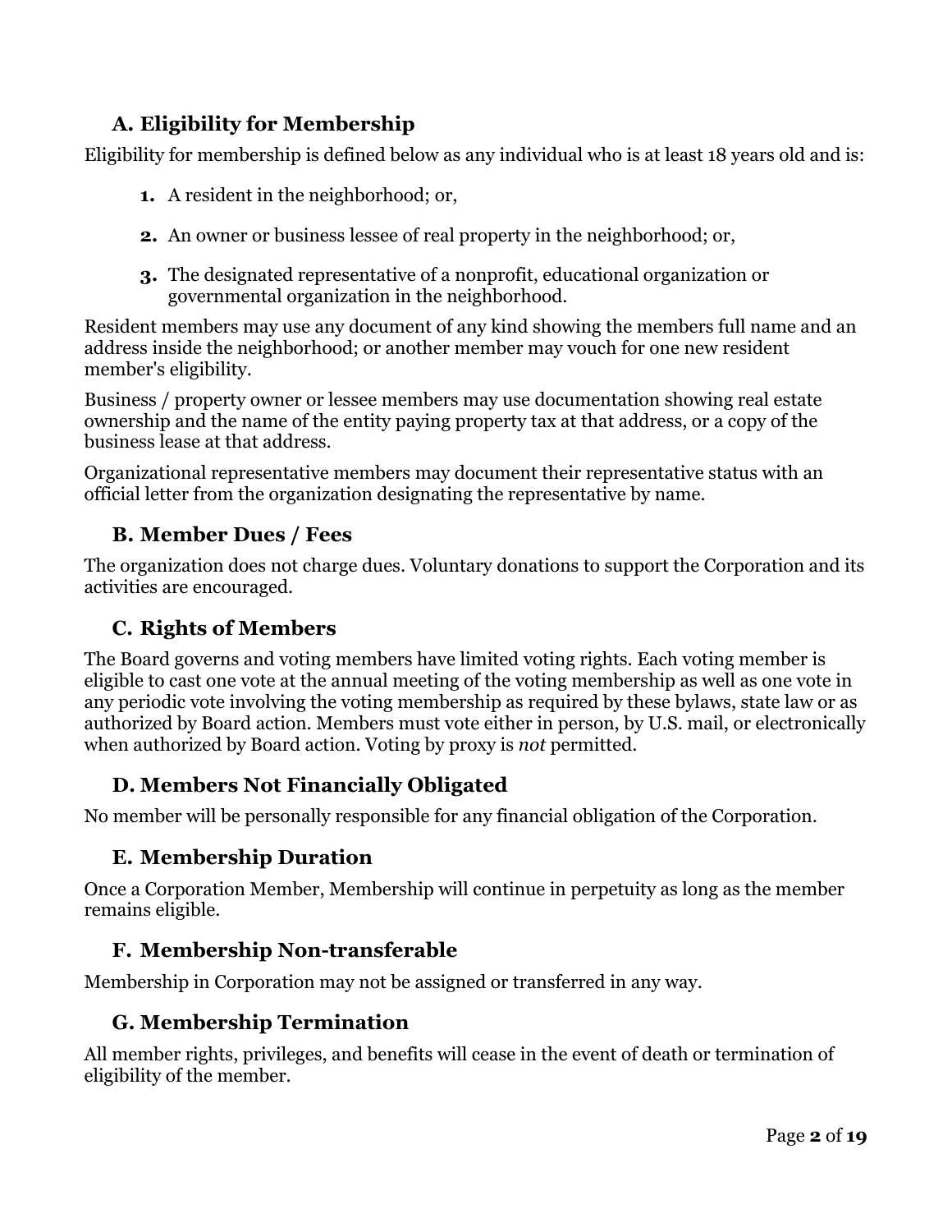### A. Eligibility for Membership

Eligibility for membership is defined below as any individual who is at least 18 years old and is:

1. A resident in the neighborhood; or,
2. An owner or business lessee of real property in the neighborhood; or,
3. The designated representative of a nonprofit, educational organization or governmental organization in the neighborhood.

Resident members may use any document of any kind showing the members full name and an address inside the neighborhood; or another member may vouch for one new resident member's eligibility.

Business / property owner or lessee members may use documentation showing real estate ownership and the name of the entity paying property tax at that address, or a copy of the business lease at that address.

Organizational representative members may document their representative status with an official letter from the organization designating the representative by name.

### B. Member Dues / Fees

The organization does not charge dues. Voluntary donations to support the Corporation and its activities are encouraged.

### C. Rights of Members

The Board governs and voting members have limited voting rights. Each voting member is eligible to cast one vote at the annual meeting of the voting membership as well as one vote in any periodic vote involving the voting membership as required by these bylaws, state law or as authorized by Board action. Members must vote either in person, by U.S. mail, or electronically when authorized by Board action. Voting by proxy is *not* permitted.

### D. Members Not Financially Obligated

No member will be personally responsible for any financial obligation of the Corporation.

### E. Membership Duration

Once a Corporation Member, Membership will continue in perpetuity as long as the member remains eligible.

### F. Membership Non-transferable

Membership in Corporation may not be assigned or transferred in any way.

### G. Membership Termination

All member rights, privileges, and benefits will cease in the event of death or termination of eligibility of the member.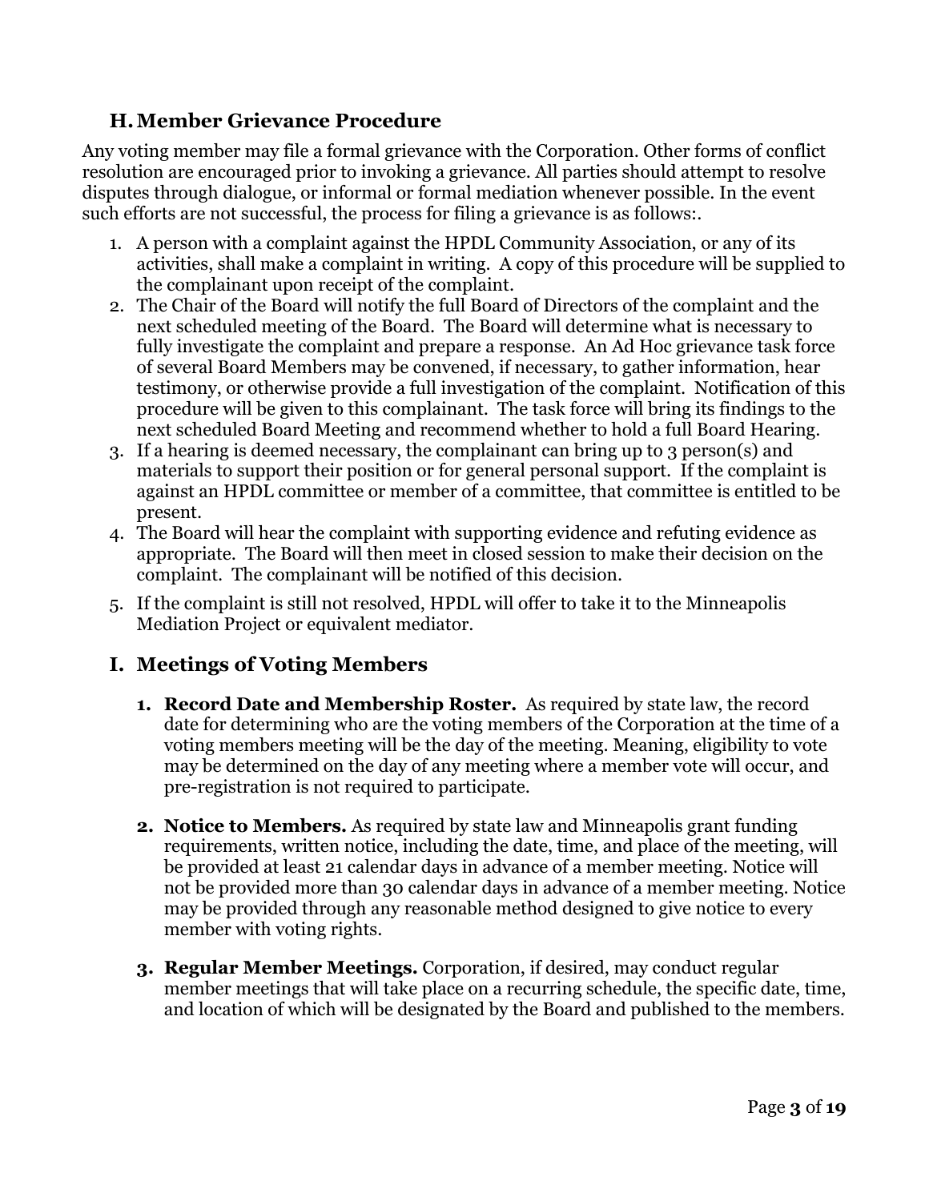## H. Member Grievance Procedure

Any voting member may file a formal grievance with the Corporation. Other forms of conflict resolution are encouraged prior to invoking a grievance. All parties should attempt to resolve disputes through dialogue, or informal or formal mediation whenever possible. In the event such efforts are not successful, the process for filing a grievance is as follows:.

1. A person with a complaint against the HPDL Community Association, or any of its activities, shall make a complaint in writing. A copy of this procedure will be supplied to the complainant upon receipt of the complaint.
2. The Chair of the Board will notify the full Board of Directors of the complaint and the next scheduled meeting of the Board. The Board will determine what is necessary to fully investigate the complaint and prepare a response. An Ad Hoc grievance task force of several Board Members may be convened, if necessary, to gather information, hear testimony, or otherwise provide a full investigation of the complaint. Notification of this procedure will be given to this complainant. The task force will bring its findings to the next scheduled Board Meeting and recommend whether to hold a full Board Hearing.
3. If a hearing is deemed necessary, the complainant can bring up to 3 person(s) and materials to support their position or for general personal support. If the complaint is against an HPDL committee or member of a committee, that committee is entitled to be present.
4. The Board will hear the complaint with supporting evidence and refuting evidence as appropriate. The Board will then meet in closed session to make their decision on the complaint. The complainant will be notified of this decision.
5. If the complaint is still not resolved, HPDL will offer to take it to the Minneapolis Mediation Project or equivalent mediator.

## I. Meetings of Voting Members

1. **Record Date and Membership Roster.** As required by state law, the record date for determining who are the voting members of the Corporation at the time of a voting members meeting will be the day of the meeting. Meaning, eligibility to vote may be determined on the day of any meeting where a member vote will occur, and pre-registration is not required to participate.

2. **Notice to Members.** As required by state law and Minneapolis grant funding requirements, written notice, including the date, time, and place of the meeting, will be provided at least 21 calendar days in advance of a member meeting. Notice will not be provided more than 30 calendar days in advance of a member meeting. Notice may be provided through any reasonable method designed to give notice to every member with voting rights.

3. **Regular Member Meetings.** Corporation, if desired, may conduct regular member meetings that will take place on a recurring schedule, the specific date, time, and location of which will be designated by the Board and published to the members.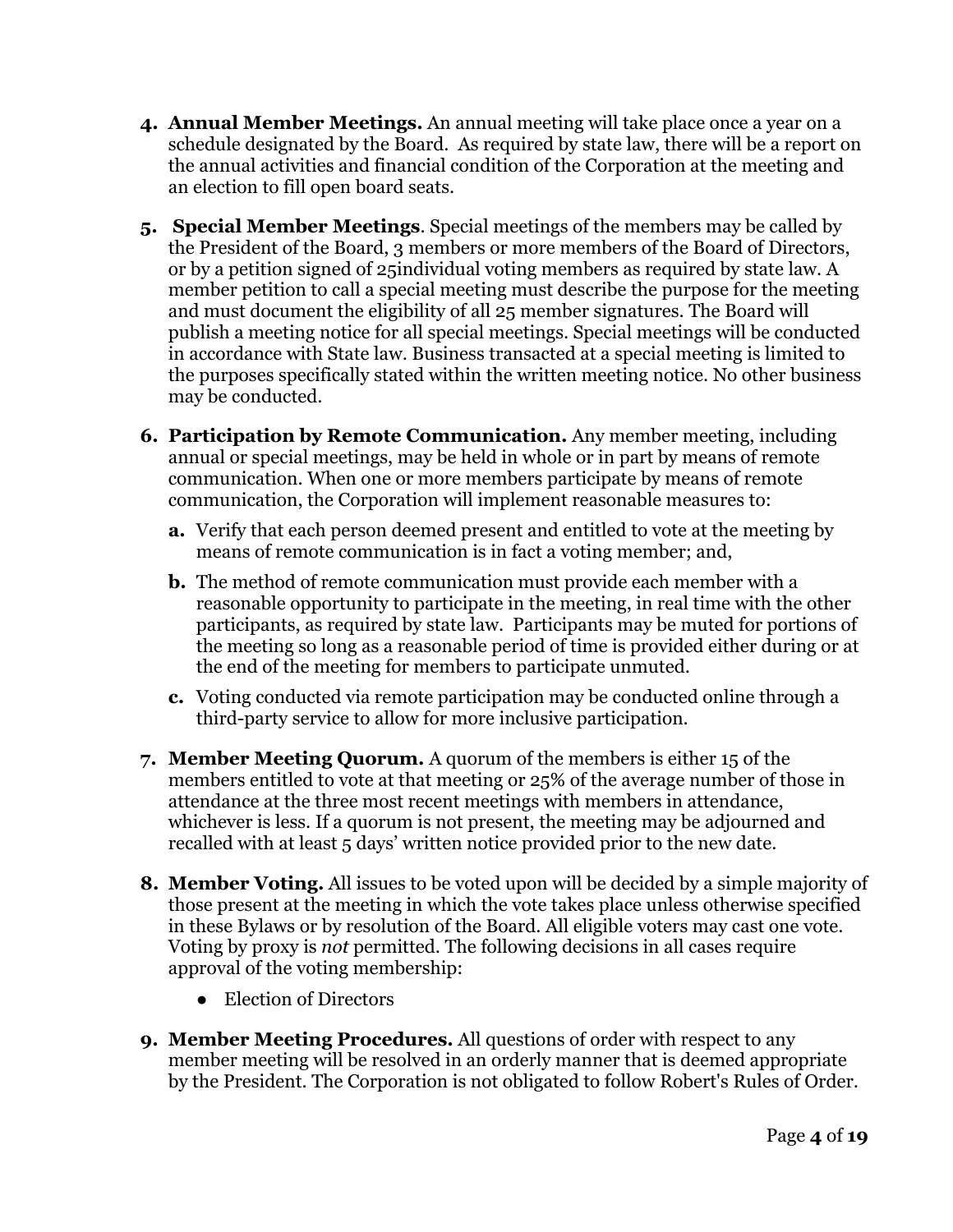4. **Annual Member Meetings.** An annual meeting will take place once a year on a schedule designated by the Board. As required by state law, there will be a report on the annual activities and financial condition of the Corporation at the meeting and an election to fill open board seats.

5. **Special Member Meetings**. Special meetings of the members may be called by the President of the Board, 3 members or more members of the Board of Directors, or by a petition signed of 25individual voting members as required by state law. A member petition to call a special meeting must describe the purpose for the meeting and must document the eligibility of all 25 member signatures. The Board will publish a meeting notice for all special meetings. Special meetings will be conducted in accordance with State law. Business transacted at a special meeting is limited to the purposes specifically stated within the written meeting notice. No other business may be conducted.

6. **Participation by Remote Communication.** Any member meeting, including annual or special meetings, may be held in whole or in part by means of remote communication. When one or more members participate by means of remote communication, the Corporation will implement reasonable measures to:

   a. Verify that each person deemed present and entitled to vote at the meeting by means of remote communication is in fact a voting member; and,

   b. The method of remote communication must provide each member with a reasonable opportunity to participate in the meeting, in real time with the other participants, as required by state law. Participants may be muted for portions of the meeting so long as a reasonable period of time is provided either during or at the end of the meeting for members to participate unmuted.

   c. Voting conducted via remote participation may be conducted online through a third-party service to allow for more inclusive participation.

7. **Member Meeting Quorum.** A quorum of the members is either 15 of the members entitled to vote at that meeting or 25% of the average number of those in attendance at the three most recent meetings with members in attendance, whichever is less. If a quorum is not present, the meeting may be adjourned and recalled with at least 5 days' written notice provided prior to the new date.

8. **Member Voting.** All issues to be voted upon will be decided by a simple majority of those present at the meeting in which the vote takes place unless otherwise specified in these Bylaws or by resolution of the Board. All eligible voters may cast one vote. Voting by proxy is *not* permitted. The following decisions in all cases require approval of the voting membership:

   - Election of Directors

9. **Member Meeting Procedures.** All questions of order with respect to any member meeting will be resolved in an orderly manner that is deemed appropriate by the President. The Corporation is not obligated to follow Robert's Rules of Order.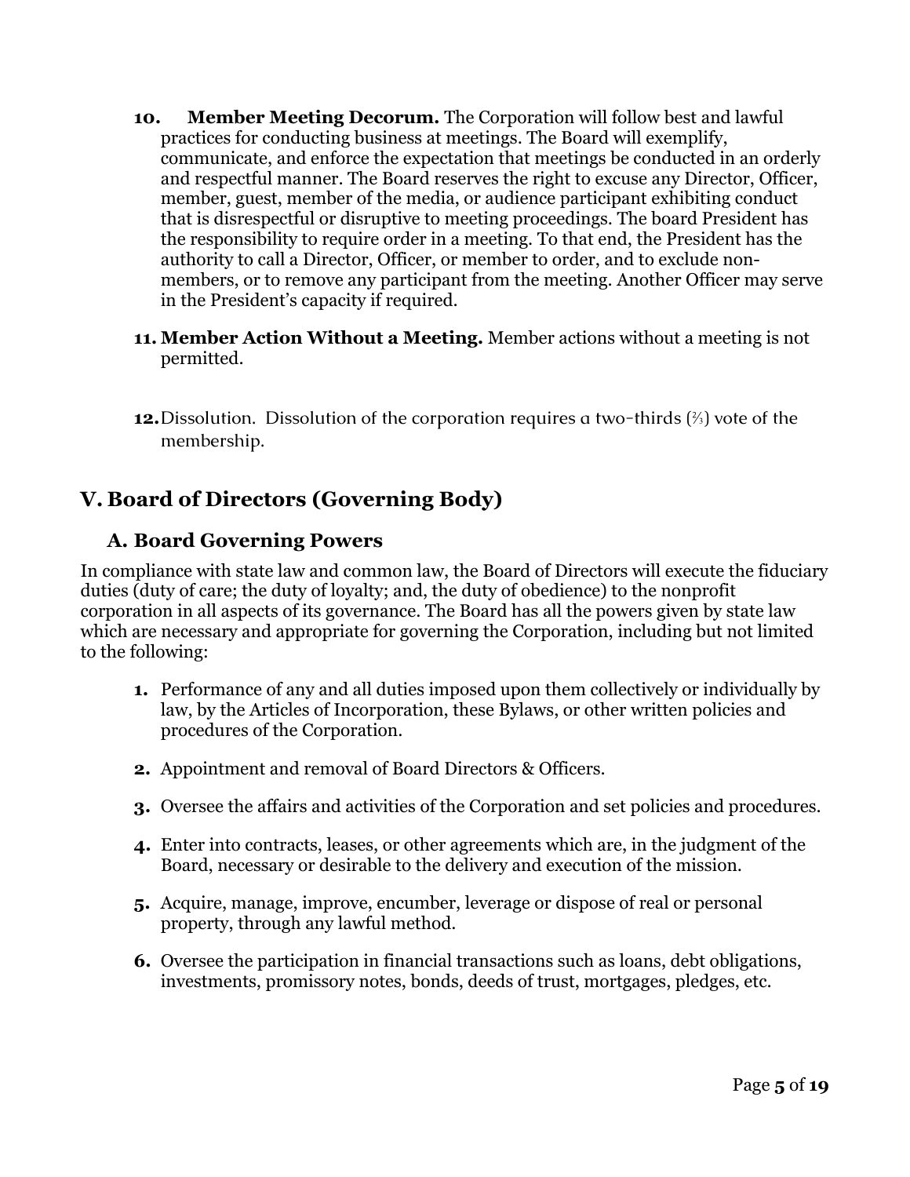10. **Member Meeting Decorum.** The Corporation will follow best and lawful practices for conducting business at meetings. The Board will exemplify, communicate, and enforce the expectation that meetings be conducted in an orderly and respectful manner. The Board reserves the right to excuse any Director, Officer, member, guest, member of the media, or audience participant exhibiting conduct that is disrespectful or disruptive to meeting proceedings. The board President has the responsibility to require order in a meeting. To that end, the President has the authority to call a Director, Officer, or member to order, and to exclude non-members, or to remove any participant from the meeting. Another Officer may serve in the President's capacity if required.

11. **Member Action Without a Meeting.** Member actions without a meeting is not permitted.

12. Dissolution. Dissolution of the corporation requires a two-thirds (⅔) vote of the membership.

# V. Board of Directors (Governing Body)

## A. Board Governing Powers

In compliance with state law and common law, the Board of Directors will execute the fiduciary duties (duty of care; the duty of loyalty; and, the duty of obedience) to the nonprofit corporation in all aspects of its governance. The Board has all the powers given by state law which are necessary and appropriate for governing the Corporation, including but not limited to the following:

1. Performance of any and all duties imposed upon them collectively or individually by law, by the Articles of Incorporation, these Bylaws, or other written policies and procedures of the Corporation.

2. Appointment and removal of Board Directors & Officers.

3. Oversee the affairs and activities of the Corporation and set policies and procedures.

4. Enter into contracts, leases, or other agreements which are, in the judgment of the Board, necessary or desirable to the delivery and execution of the mission.

5. Acquire, manage, improve, encumber, leverage or dispose of real or personal property, through any lawful method.

6. Oversee the participation in financial transactions such as loans, debt obligations, investments, promissory notes, bonds, deeds of trust, mortgages, pledges, etc.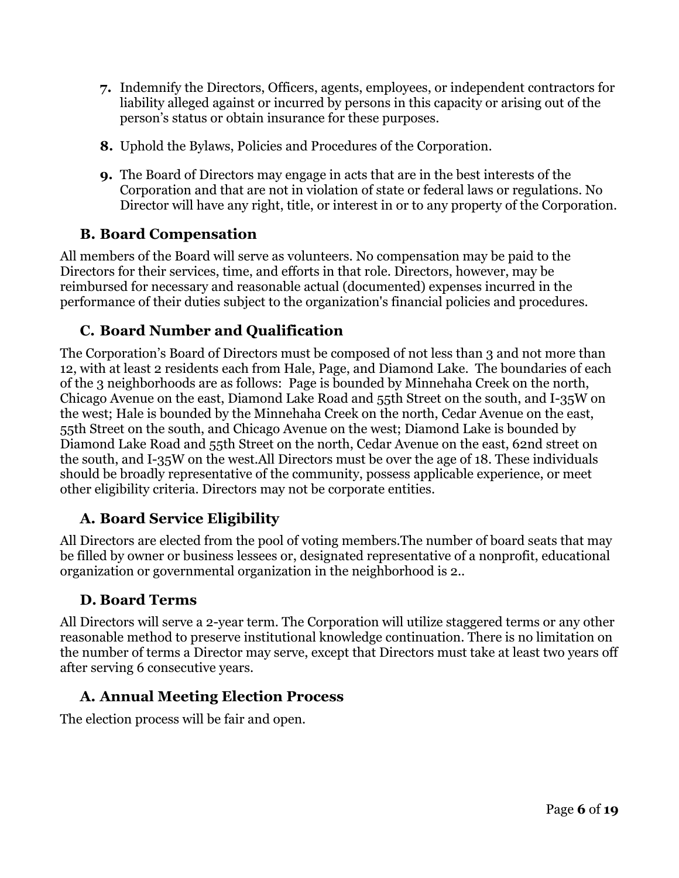7. Indemnify the Directors, Officers, agents, employees, or independent contractors for liability alleged against or incurred by persons in this capacity or arising out of the person's status or obtain insurance for these purposes.

8. Uphold the Bylaws, Policies and Procedures of the Corporation.

9. The Board of Directors may engage in acts that are in the best interests of the Corporation and that are not in violation of state or federal laws or regulations. No Director will have any right, title, or interest in or to any property of the Corporation.

### B. Board Compensation

All members of the Board will serve as volunteers. No compensation may be paid to the Directors for their services, time, and efforts in that role. Directors, however, may be reimbursed for necessary and reasonable actual (documented) expenses incurred in the performance of their duties subject to the organization's financial policies and procedures.

### C. Board Number and Qualification

The Corporation's Board of Directors must be composed of not less than 3 and not more than 12, with at least 2 residents each from Hale, Page, and Diamond Lake. The boundaries of each of the 3 neighborhoods are as follows: Page is bounded by Minnehaha Creek on the north, Chicago Avenue on the east, Diamond Lake Road and 55th Street on the south, and I-35W on the west; Hale is bounded by the Minnehaha Creek on the north, Cedar Avenue on the east, 55th Street on the south, and Chicago Avenue on the west; Diamond Lake is bounded by Diamond Lake Road and 55th Street on the north, Cedar Avenue on the east, 62nd street on the south, and I-35W on the west.All Directors must be over the age of 18. These individuals should be broadly representative of the community, possess applicable experience, or meet other eligibility criteria. Directors may not be corporate entities.

### A. Board Service Eligibility

All Directors are elected from the pool of voting members.The number of board seats that may be filled by owner or business lessees or, designated representative of a nonprofit, educational organization or governmental organization in the neighborhood is 2..

### D. Board Terms

All Directors will serve a 2-year term. The Corporation will utilize staggered terms or any other reasonable method to preserve institutional knowledge continuation. There is no limitation on the number of terms a Director may serve, except that Directors must take at least two years off after serving 6 consecutive years.

### A. Annual Meeting Election Process

The election process will be fair and open.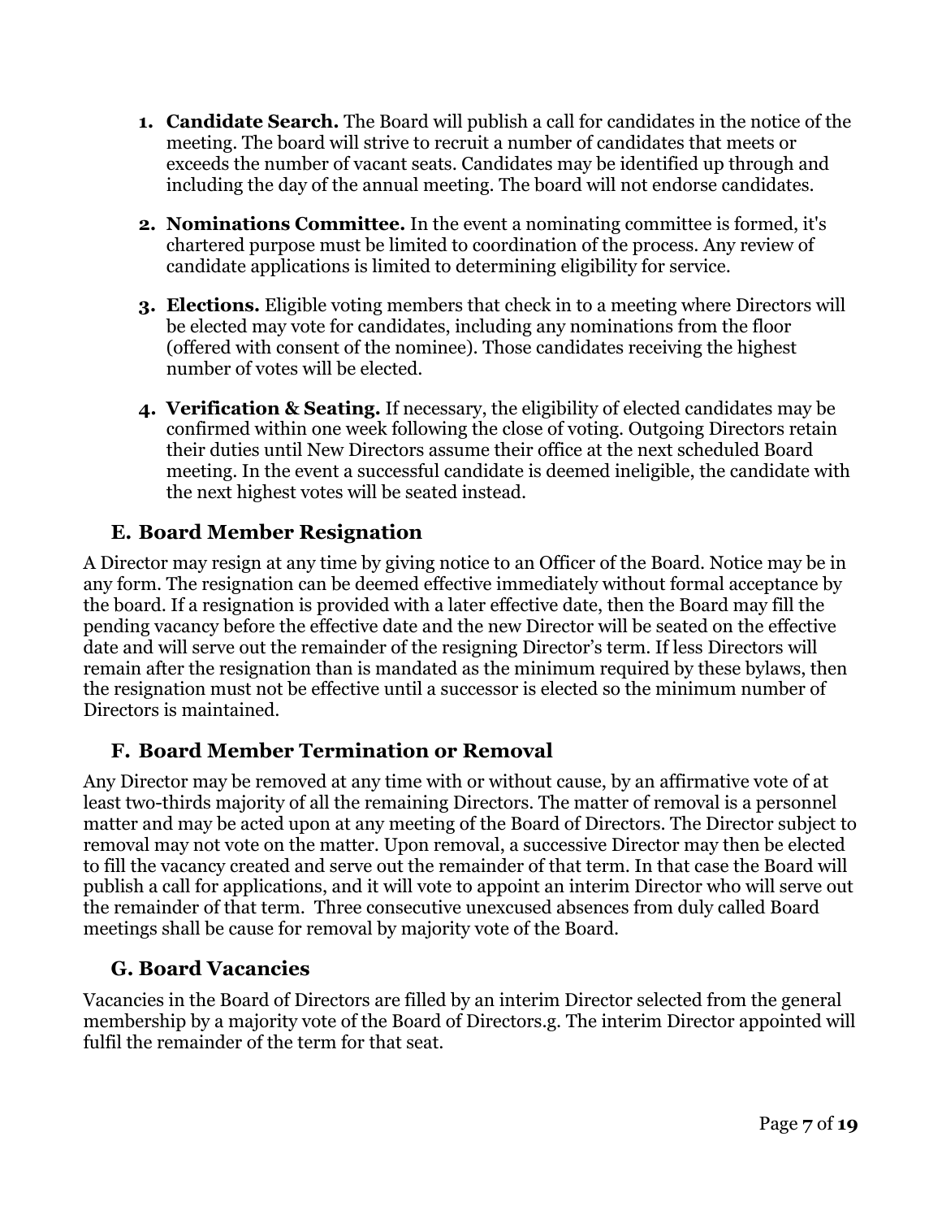1. **Candidate Search.** The Board will publish a call for candidates in the notice of the meeting. The board will strive to recruit a number of candidates that meets or exceeds the number of vacant seats. Candidates may be identified up through and including the day of the annual meeting. The board will not endorse candidates.

2. **Nominations Committee.** In the event a nominating committee is formed, it's chartered purpose must be limited to coordination of the process. Any review of candidate applications is limited to determining eligibility for service.

3. **Elections.** Eligible voting members that check in to a meeting where Directors will be elected may vote for candidates, including any nominations from the floor (offered with consent of the nominee). Those candidates receiving the highest number of votes will be elected.

4. **Verification & Seating.** If necessary, the eligibility of elected candidates may be confirmed within one week following the close of voting. Outgoing Directors retain their duties until New Directors assume their office at the next scheduled Board meeting. In the event a successful candidate is deemed ineligible, the candidate with the next highest votes will be seated instead.

## E. Board Member Resignation

A Director may resign at any time by giving notice to an Officer of the Board. Notice may be in any form. The resignation can be deemed effective immediately without formal acceptance by the board. If a resignation is provided with a later effective date, then the Board may fill the pending vacancy before the effective date and the new Director will be seated on the effective date and will serve out the remainder of the resigning Director's term. If less Directors will remain after the resignation than is mandated as the minimum required by these bylaws, then the resignation must not be effective until a successor is elected so the minimum number of Directors is maintained.

## F. Board Member Termination or Removal

Any Director may be removed at any time with or without cause, by an affirmative vote of at least two-thirds majority of all the remaining Directors. The matter of removal is a personnel matter and may be acted upon at any meeting of the Board of Directors. The Director subject to removal may not vote on the matter. Upon removal, a successive Director may then be elected to fill the vacancy created and serve out the remainder of that term. In that case the Board will publish a call for applications, and it will vote to appoint an interim Director who will serve out the remainder of that term. Three consecutive unexcused absences from duly called Board meetings shall be cause for removal by majority vote of the Board.

## G. Board Vacancies

Vacancies in the Board of Directors are filled by an interim Director selected from the general membership by a majority vote of the Board of Directors.g. The interim Director appointed will fulfil the remainder of the term for that seat.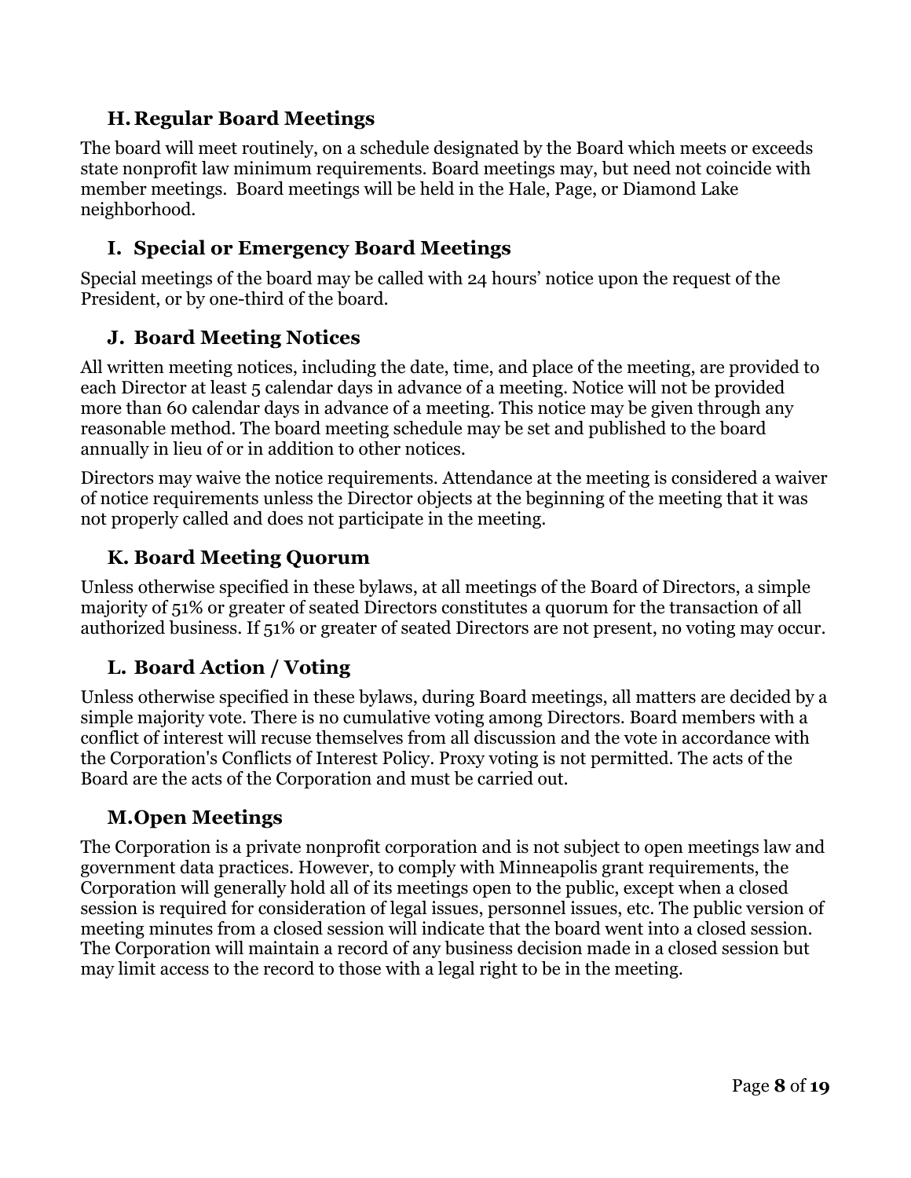### H. Regular Board Meetings

The board will meet routinely, on a schedule designated by the Board which meets or exceeds state nonprofit law minimum requirements. Board meetings may, but need not coincide with member meetings. Board meetings will be held in the Hale, Page, or Diamond Lake neighborhood.

### I. Special or Emergency Board Meetings

Special meetings of the board may be called with 24 hours' notice upon the request of the President, or by one-third of the board.

### J. Board Meeting Notices

All written meeting notices, including the date, time, and place of the meeting, are provided to each Director at least 5 calendar days in advance of a meeting. Notice will not be provided more than 60 calendar days in advance of a meeting. This notice may be given through any reasonable method. The board meeting schedule may be set and published to the board annually in lieu of or in addition to other notices.

Directors may waive the notice requirements. Attendance at the meeting is considered a waiver of notice requirements unless the Director objects at the beginning of the meeting that it was not properly called and does not participate in the meeting.

### K. Board Meeting Quorum

Unless otherwise specified in these bylaws, at all meetings of the Board of Directors, a simple majority of 51% or greater of seated Directors constitutes a quorum for the transaction of all authorized business. If 51% or greater of seated Directors are not present, no voting may occur.

### L. Board Action / Voting

Unless otherwise specified in these bylaws, during Board meetings, all matters are decided by a simple majority vote. There is no cumulative voting among Directors. Board members with a conflict of interest will recuse themselves from all discussion and the vote in accordance with the Corporation's Conflicts of Interest Policy. Proxy voting is not permitted. The acts of the Board are the acts of the Corporation and must be carried out.

### M. Open Meetings

The Corporation is a private nonprofit corporation and is not subject to open meetings law and government data practices. However, to comply with Minneapolis grant requirements, the Corporation will generally hold all of its meetings open to the public, except when a closed session is required for consideration of legal issues, personnel issues, etc. The public version of meeting minutes from a closed session will indicate that the board went into a closed session. The Corporation will maintain a record of any business decision made in a closed session but may limit access to the record to those with a legal right to be in the meeting.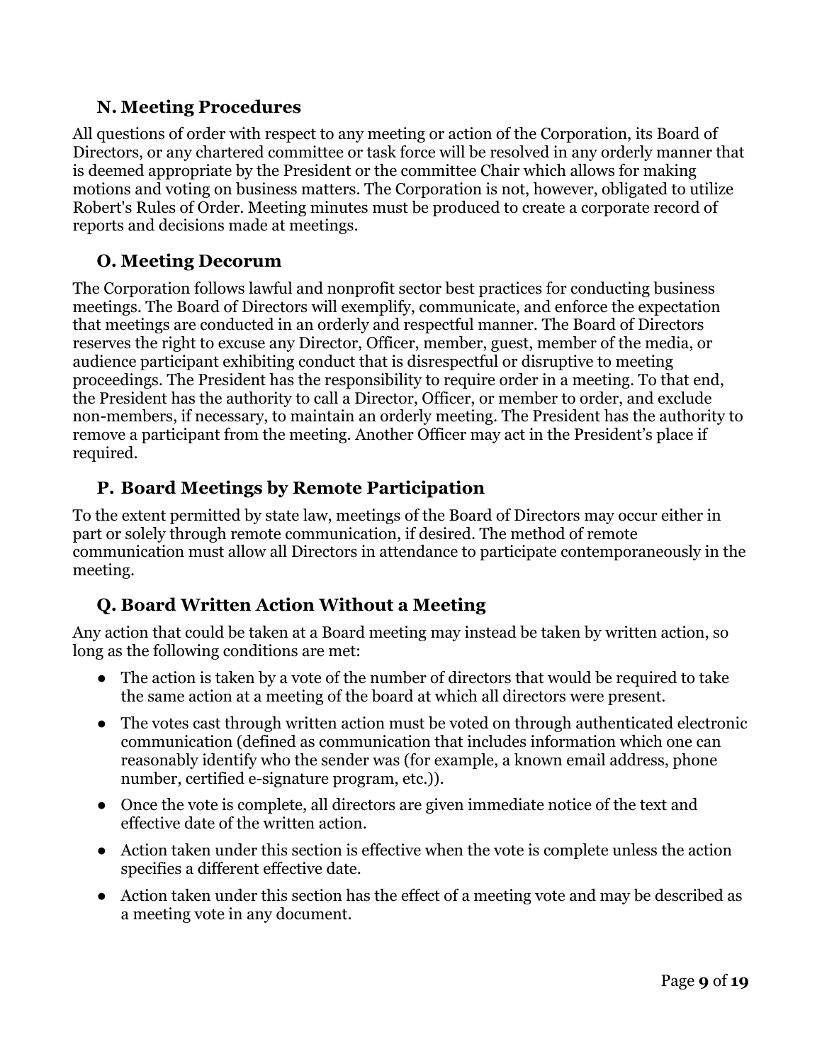### N. Meeting Procedures

All questions of order with respect to any meeting or action of the Corporation, its Board of Directors, or any chartered committee or task force will be resolved in any orderly manner that is deemed appropriate by the President or the committee Chair which allows for making motions and voting on business matters. The Corporation is not, however, obligated to utilize Robert's Rules of Order. Meeting minutes must be produced to create a corporate record of reports and decisions made at meetings.

### O. Meeting Decorum

The Corporation follows lawful and nonprofit sector best practices for conducting business meetings. The Board of Directors will exemplify, communicate, and enforce the expectation that meetings are conducted in an orderly and respectful manner. The Board of Directors reserves the right to excuse any Director, Officer, member, guest, member of the media, or audience participant exhibiting conduct that is disrespectful or disruptive to meeting proceedings. The President has the responsibility to require order in a meeting. To that end, the President has the authority to call a Director, Officer, or member to order, and exclude non-members, if necessary, to maintain an orderly meeting. The President has the authority to remove a participant from the meeting. Another Officer may act in the President's place if required.

### P. Board Meetings by Remote Participation

To the extent permitted by state law, meetings of the Board of Directors may occur either in part or solely through remote communication, if desired. The method of remote communication must allow all Directors in attendance to participate contemporaneously in the meeting.

### Q. Board Written Action Without a Meeting

Any action that could be taken at a Board meeting may instead be taken by written action, so long as the following conditions are met:

- The action is taken by a vote of the number of directors that would be required to take the same action at a meeting of the board at which all directors were present.
- The votes cast through written action must be voted on through authenticated electronic communication (defined as communication that includes information which one can reasonably identify who the sender was (for example, a known email address, phone number, certified e-signature program, etc.)).
- Once the vote is complete, all directors are given immediate notice of the text and effective date of the written action.
- Action taken under this section is effective when the vote is complete unless the action specifies a different effective date.
- Action taken under this section has the effect of a meeting vote and may be described as a meeting vote in any document.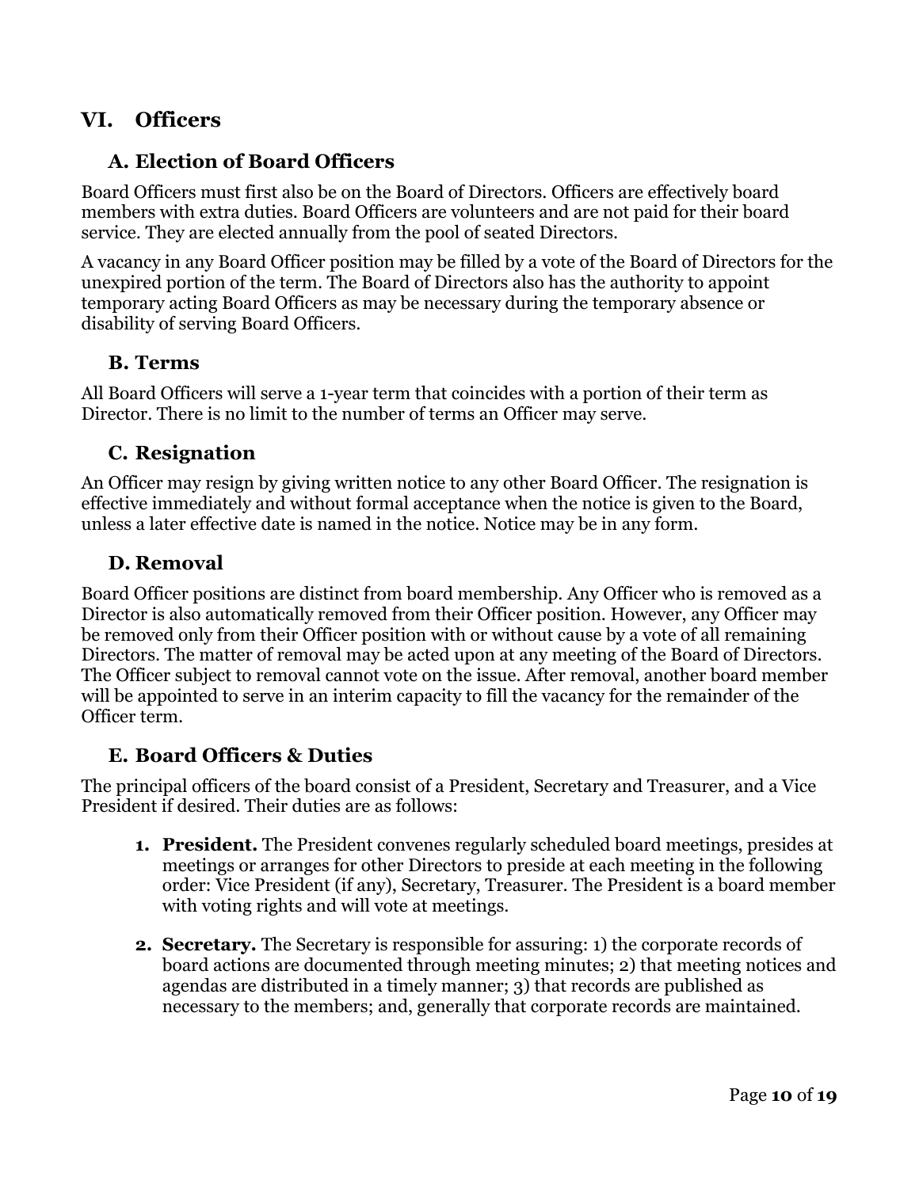## VI. Officers

### A. Election of Board Officers

Board Officers must first also be on the Board of Directors. Officers are effectively board members with extra duties. Board Officers are volunteers and are not paid for their board service. They are elected annually from the pool of seated Directors.

A vacancy in any Board Officer position may be filled by a vote of the Board of Directors for the unexpired portion of the term. The Board of Directors also has the authority to appoint temporary acting Board Officers as may be necessary during the temporary absence or disability of serving Board Officers.

### B. Terms

All Board Officers will serve a 1-year term that coincides with a portion of their term as Director. There is no limit to the number of terms an Officer may serve.

### C. Resignation

An Officer may resign by giving written notice to any other Board Officer. The resignation is effective immediately and without formal acceptance when the notice is given to the Board, unless a later effective date is named in the notice. Notice may be in any form.

### D. Removal

Board Officer positions are distinct from board membership. Any Officer who is removed as a Director is also automatically removed from their Officer position. However, any Officer may be removed only from their Officer position with or without cause by a vote of all remaining Directors. The matter of removal may be acted upon at any meeting of the Board of Directors. The Officer subject to removal cannot vote on the issue. After removal, another board member will be appointed to serve in an interim capacity to fill the vacancy for the remainder of the Officer term.

### E. Board Officers & Duties

The principal officers of the board consist of a President, Secretary and Treasurer, and a Vice President if desired. Their duties are as follows:

1. **President.** The President convenes regularly scheduled board meetings, presides at meetings or arranges for other Directors to preside at each meeting in the following order: Vice President (if any), Secretary, Treasurer. The President is a board member with voting rights and will vote at meetings.

2. **Secretary.** The Secretary is responsible for assuring: 1) the corporate records of board actions are documented through meeting minutes; 2) that meeting notices and agendas are distributed in a timely manner; 3) that records are published as necessary to the members; and, generally that corporate records are maintained.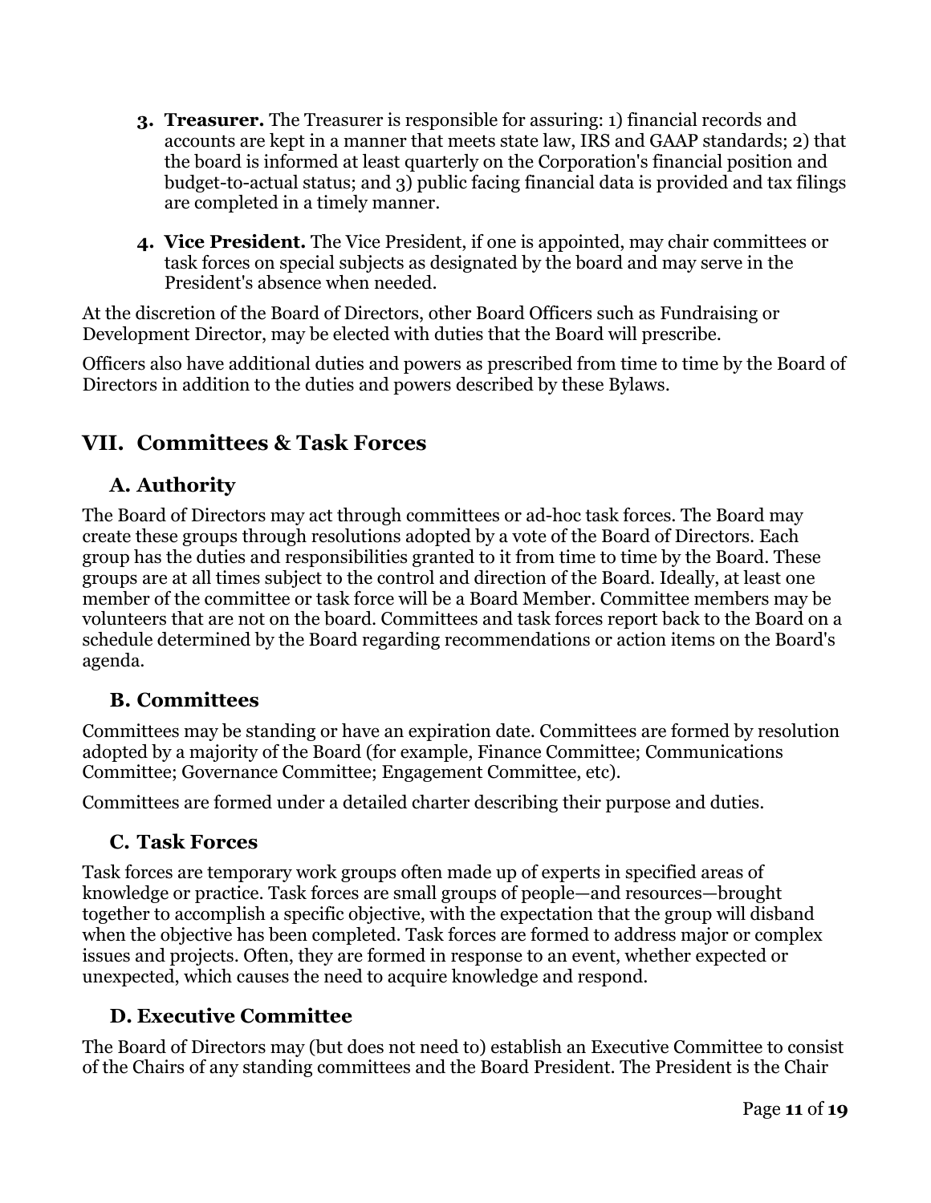3. **Treasurer.** The Treasurer is responsible for assuring: 1) financial records and accounts are kept in a manner that meets state law, IRS and GAAP standards; 2) that the board is informed at least quarterly on the Corporation's financial position and budget-to-actual status; and 3) public facing financial data is provided and tax filings are completed in a timely manner.

4. **Vice President.** The Vice President, if one is appointed, may chair committees or task forces on special subjects as designated by the board and may serve in the President's absence when needed.

At the discretion of the Board of Directors, other Board Officers such as Fundraising or Development Director, may be elected with duties that the Board will prescribe.

Officers also have additional duties and powers as prescribed from time to time by the Board of Directors in addition to the duties and powers described by these Bylaws.

## VII. Committees & Task Forces

### A. Authority

The Board of Directors may act through committees or ad-hoc task forces. The Board may create these groups through resolutions adopted by a vote of the Board of Directors. Each group has the duties and responsibilities granted to it from time to time by the Board. These groups are at all times subject to the control and direction of the Board. Ideally, at least one member of the committee or task force will be a Board Member. Committee members may be volunteers that are not on the board. Committees and task forces report back to the Board on a schedule determined by the Board regarding recommendations or action items on the Board's agenda.

### B. Committees

Committees may be standing or have an expiration date. Committees are formed by resolution adopted by a majority of the Board (for example, Finance Committee; Communications Committee; Governance Committee; Engagement Committee, etc).

Committees are formed under a detailed charter describing their purpose and duties.

### C. Task Forces

Task forces are temporary work groups often made up of experts in specified areas of knowledge or practice. Task forces are small groups of people—and resources—brought together to accomplish a specific objective, with the expectation that the group will disband when the objective has been completed. Task forces are formed to address major or complex issues and projects. Often, they are formed in response to an event, whether expected or unexpected, which causes the need to acquire knowledge and respond.

### D. Executive Committee

The Board of Directors may (but does not need to) establish an Executive Committee to consist of the Chairs of any standing committees and the Board President. The President is the Chair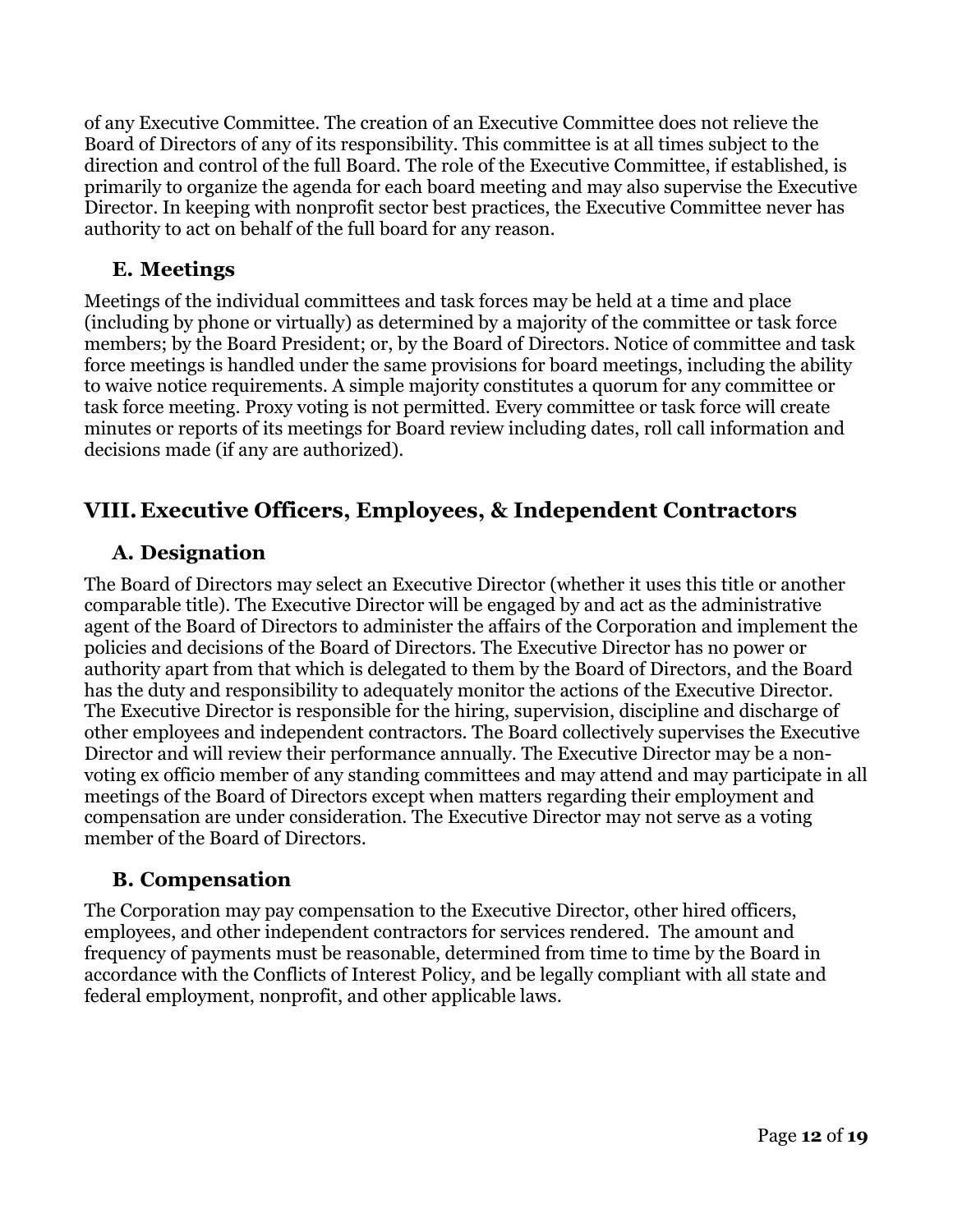of any Executive Committee. The creation of an Executive Committee does not relieve the Board of Directors of any of its responsibility. This committee is at all times subject to the direction and control of the full Board. The role of the Executive Committee, if established, is primarily to organize the agenda for each board meeting and may also supervise the Executive Director. In keeping with nonprofit sector best practices, the Executive Committee never has authority to act on behalf of the full board for any reason.

### E. Meetings

Meetings of the individual committees and task forces may be held at a time and place (including by phone or virtually) as determined by a majority of the committee or task force members; by the Board President; or, by the Board of Directors. Notice of committee and task force meetings is handled under the same provisions for board meetings, including the ability to waive notice requirements. A simple majority constitutes a quorum for any committee or task force meeting. Proxy voting is not permitted. Every committee or task force will create minutes or reports of its meetings for Board review including dates, roll call information and decisions made (if any are authorized).

## VIII. Executive Officers, Employees, & Independent Contractors

### A. Designation

The Board of Directors may select an Executive Director (whether it uses this title or another comparable title). The Executive Director will be engaged by and act as the administrative agent of the Board of Directors to administer the affairs of the Corporation and implement the policies and decisions of the Board of Directors. The Executive Director has no power or authority apart from that which is delegated to them by the Board of Directors, and the Board has the duty and responsibility to adequately monitor the actions of the Executive Director. The Executive Director is responsible for the hiring, supervision, discipline and discharge of other employees and independent contractors. The Board collectively supervises the Executive Director and will review their performance annually. The Executive Director may be a non-voting ex officio member of any standing committees and may attend and may participate in all meetings of the Board of Directors except when matters regarding their employment and compensation are under consideration. The Executive Director may not serve as a voting member of the Board of Directors.

### B. Compensation

The Corporation may pay compensation to the Executive Director, other hired officers, employees, and other independent contractors for services rendered. The amount and frequency of payments must be reasonable, determined from time to time by the Board in accordance with the Conflicts of Interest Policy, and be legally compliant with all state and federal employment, nonprofit, and other applicable laws.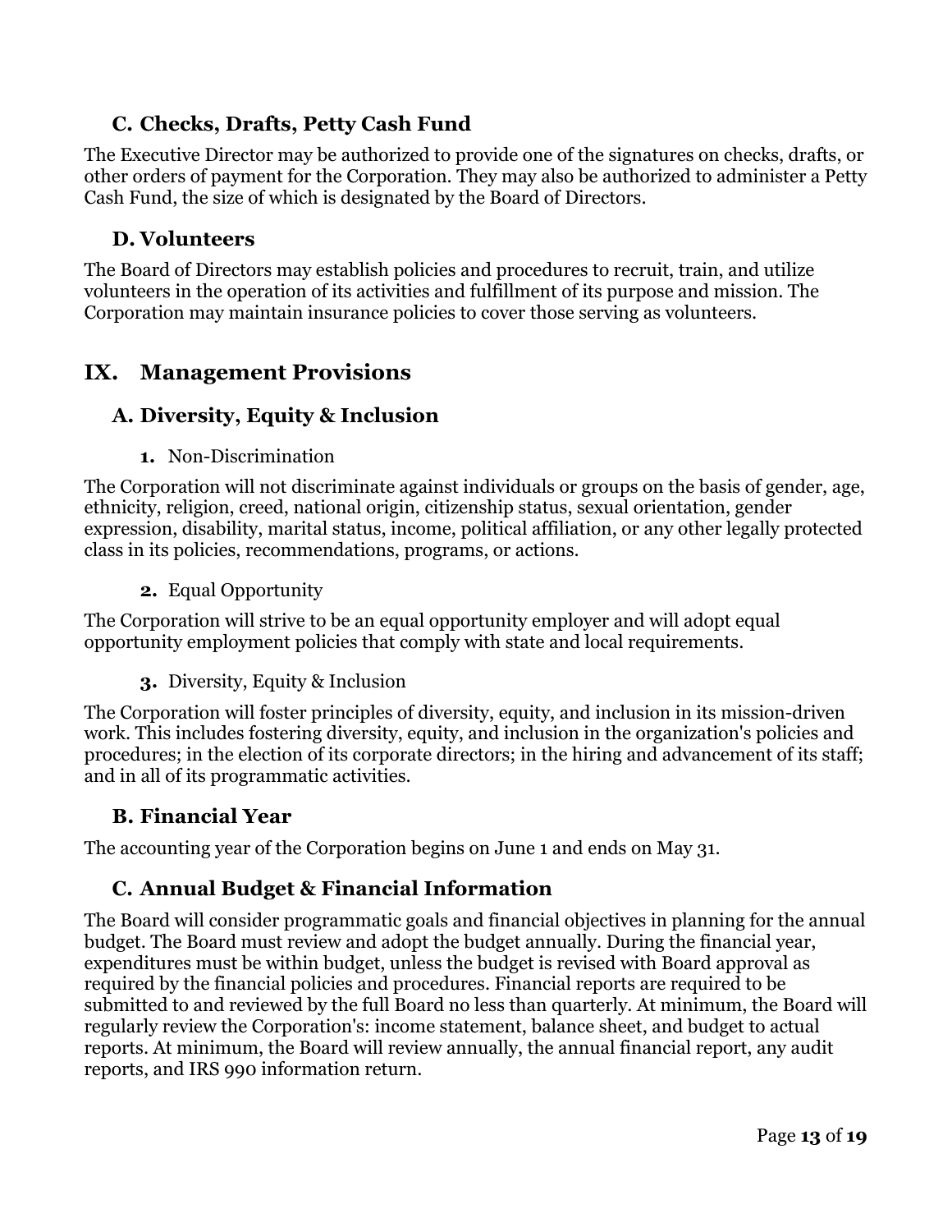### C. Checks, Drafts, Petty Cash Fund

The Executive Director may be authorized to provide one of the signatures on checks, drafts, or other orders of payment for the Corporation. They may also be authorized to administer a Petty Cash Fund, the size of which is designated by the Board of Directors.

### D. Volunteers

The Board of Directors may establish policies and procedures to recruit, train, and utilize volunteers in the operation of its activities and fulfillment of its purpose and mission. The Corporation may maintain insurance policies to cover those serving as volunteers.

## IX. Management Provisions

### A. Diversity, Equity & Inclusion

**1.** Non-Discrimination

The Corporation will not discriminate against individuals or groups on the basis of gender, age, ethnicity, religion, creed, national origin, citizenship status, sexual orientation, gender expression, disability, marital status, income, political affiliation, or any other legally protected class in its policies, recommendations, programs, or actions.

**2.** Equal Opportunity

The Corporation will strive to be an equal opportunity employer and will adopt equal opportunity employment policies that comply with state and local requirements.

**3.** Diversity, Equity & Inclusion

The Corporation will foster principles of diversity, equity, and inclusion in its mission-driven work. This includes fostering diversity, equity, and inclusion in the organization's policies and procedures; in the election of its corporate directors; in the hiring and advancement of its staff; and in all of its programmatic activities.

### B. Financial Year

The accounting year of the Corporation begins on June 1 and ends on May 31.

### C. Annual Budget & Financial Information

The Board will consider programmatic goals and financial objectives in planning for the annual budget. The Board must review and adopt the budget annually. During the financial year, expenditures must be within budget, unless the budget is revised with Board approval as required by the financial policies and procedures. Financial reports are required to be submitted to and reviewed by the full Board no less than quarterly. At minimum, the Board will regularly review the Corporation's: income statement, balance sheet, and budget to actual reports. At minimum, the Board will review annually, the annual financial report, any audit reports, and IRS 990 information return.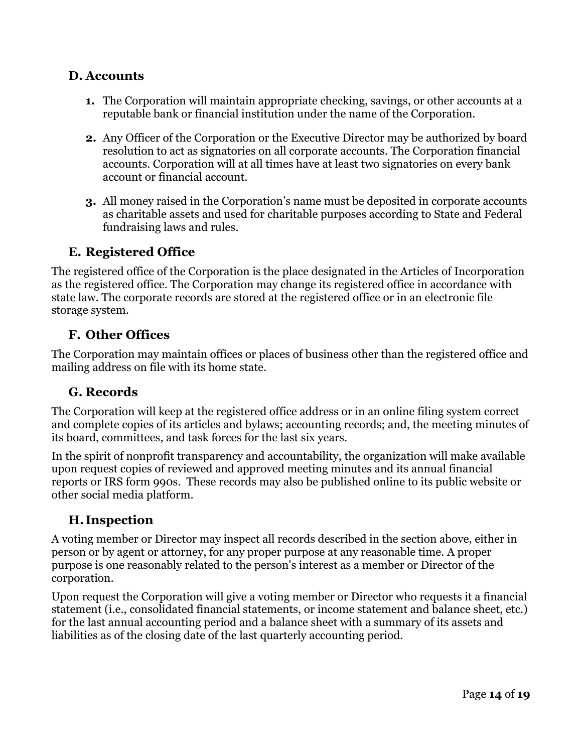### D. Accounts

1. The Corporation will maintain appropriate checking, savings, or other accounts at a reputable bank or financial institution under the name of the Corporation.

2. Any Officer of the Corporation or the Executive Director may be authorized by board resolution to act as signatories on all corporate accounts. The Corporation financial accounts. Corporation will at all times have at least two signatories on every bank account or financial account.

3. All money raised in the Corporation's name must be deposited in corporate accounts as charitable assets and used for charitable purposes according to State and Federal fundraising laws and rules.

### E. Registered Office

The registered office of the Corporation is the place designated in the Articles of Incorporation as the registered office. The Corporation may change its registered office in accordance with state law. The corporate records are stored at the registered office or in an electronic file storage system.

### F. Other Offices

The Corporation may maintain offices or places of business other than the registered office and mailing address on file with its home state.

### G. Records

The Corporation will keep at the registered office address or in an online filing system correct and complete copies of its articles and bylaws; accounting records; and, the meeting minutes of its board, committees, and task forces for the last six years.

In the spirit of nonprofit transparency and accountability, the organization will make available upon request copies of reviewed and approved meeting minutes and its annual financial reports or IRS form 990s. These records may also be published online to its public website or other social media platform.

### H. Inspection

A voting member or Director may inspect all records described in the section above, either in person or by agent or attorney, for any proper purpose at any reasonable time. A proper purpose is one reasonably related to the person's interest as a member or Director of the corporation.

Upon request the Corporation will give a voting member or Director who requests it a financial statement (i.e., consolidated financial statements, or income statement and balance sheet, etc.) for the last annual accounting period and a balance sheet with a summary of its assets and liabilities as of the closing date of the last quarterly accounting period.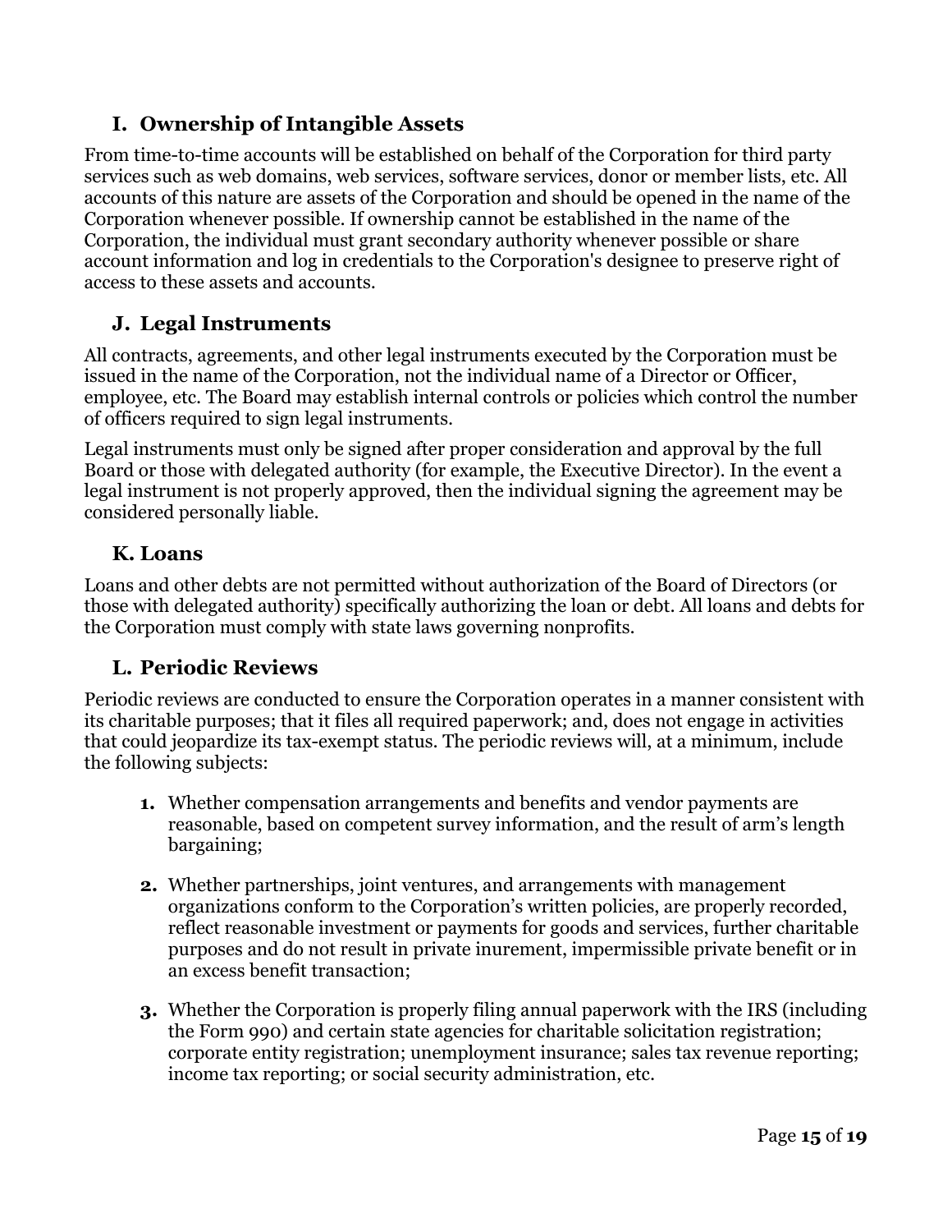### I. Ownership of Intangible Assets

From time-to-time accounts will be established on behalf of the Corporation for third party services such as web domains, web services, software services, donor or member lists, etc. All accounts of this nature are assets of the Corporation and should be opened in the name of the Corporation whenever possible. If ownership cannot be established in the name of the Corporation, the individual must grant secondary authority whenever possible or share account information and log in credentials to the Corporation's designee to preserve right of access to these assets and accounts.

### J. Legal Instruments

All contracts, agreements, and other legal instruments executed by the Corporation must be issued in the name of the Corporation, not the individual name of a Director or Officer, employee, etc. The Board may establish internal controls or policies which control the number of officers required to sign legal instruments.

Legal instruments must only be signed after proper consideration and approval by the full Board or those with delegated authority (for example, the Executive Director). In the event a legal instrument is not properly approved, then the individual signing the agreement may be considered personally liable.

### K. Loans

Loans and other debts are not permitted without authorization of the Board of Directors (or those with delegated authority) specifically authorizing the loan or debt. All loans and debts for the Corporation must comply with state laws governing nonprofits.

### L. Periodic Reviews

Periodic reviews are conducted to ensure the Corporation operates in a manner consistent with its charitable purposes; that it files all required paperwork; and, does not engage in activities that could jeopardize its tax-exempt status. The periodic reviews will, at a minimum, include the following subjects:

1. Whether compensation arrangements and benefits and vendor payments are reasonable, based on competent survey information, and the result of arm's length bargaining;

2. Whether partnerships, joint ventures, and arrangements with management organizations conform to the Corporation's written policies, are properly recorded, reflect reasonable investment or payments for goods and services, further charitable purposes and do not result in private inurement, impermissible private benefit or in an excess benefit transaction;

3. Whether the Corporation is properly filing annual paperwork with the IRS (including the Form 990) and certain state agencies for charitable solicitation registration; corporate entity registration; unemployment insurance; sales tax revenue reporting; income tax reporting; or social security administration, etc.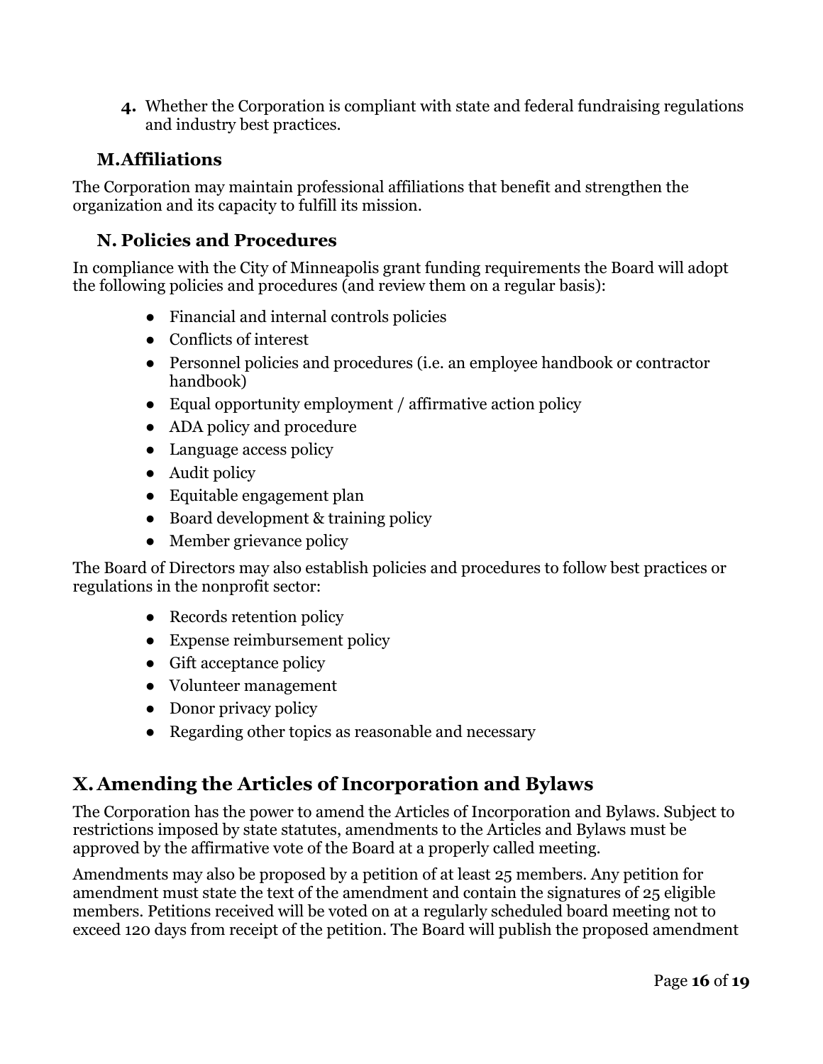4. Whether the Corporation is compliant with state and federal fundraising regulations and industry best practices.

### M. Affiliations

The Corporation may maintain professional affiliations that benefit and strengthen the organization and its capacity to fulfill its mission.

### N. Policies and Procedures

In compliance with the City of Minneapolis grant funding requirements the Board will adopt the following policies and procedures (and review them on a regular basis):

- Financial and internal controls policies
- Conflicts of interest
- Personnel policies and procedures (i.e. an employee handbook or contractor handbook)
- Equal opportunity employment / affirmative action policy
- ADA policy and procedure
- Language access policy
- Audit policy
- Equitable engagement plan
- Board development & training policy
- Member grievance policy

The Board of Directors may also establish policies and procedures to follow best practices or regulations in the nonprofit sector:

- Records retention policy
- Expense reimbursement policy
- Gift acceptance policy
- Volunteer management
- Donor privacy policy
- Regarding other topics as reasonable and necessary

## X. Amending the Articles of Incorporation and Bylaws

The Corporation has the power to amend the Articles of Incorporation and Bylaws. Subject to restrictions imposed by state statutes, amendments to the Articles and Bylaws must be approved by the affirmative vote of the Board at a properly called meeting.

Amendments may also be proposed by a petition of at least 25 members. Any petition for amendment must state the text of the amendment and contain the signatures of 25 eligible members. Petitions received will be voted on at a regularly scheduled board meeting not to exceed 120 days from receipt of the petition. The Board will publish the proposed amendment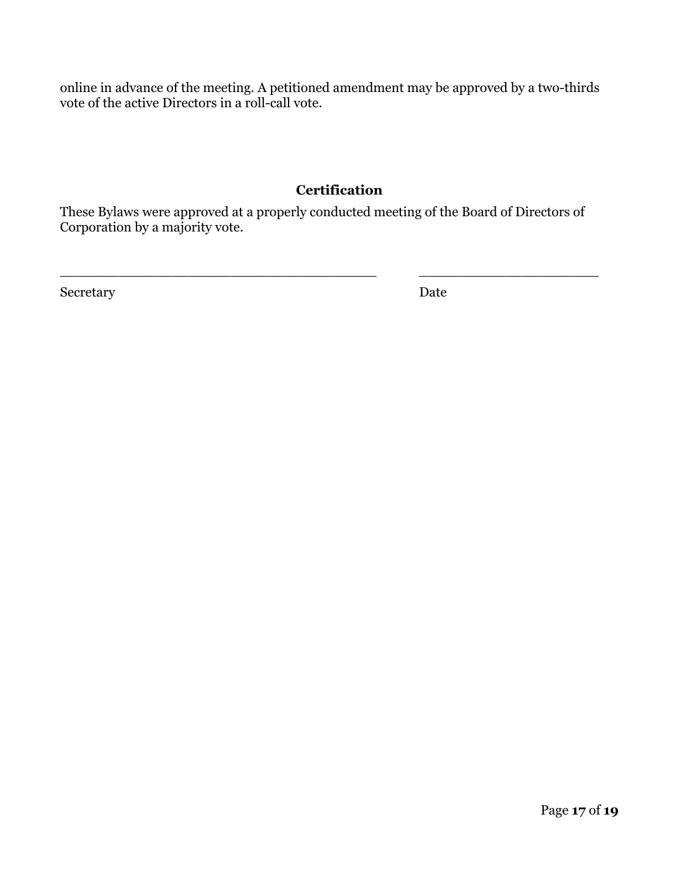online in advance of the meeting. A petitioned amendment may be approved by a two-thirds vote of the active Directors in a roll-call vote.

## Certification

These Bylaws were approved at a properly conducted meeting of the Board of Directors of Corporation by a majority vote.

\_\_\_\_\_\_\_\_\_\_\_\_\_\_\_\_\_\_\_\_\_\_\_\_\_\_\_\_\_\_\_\_\_\_\_\_\_\_\_ \_\_\_\_\_\_\_\_\_\_\_\_\_\_\_\_\_\_\_\_\_\_

Secretary Date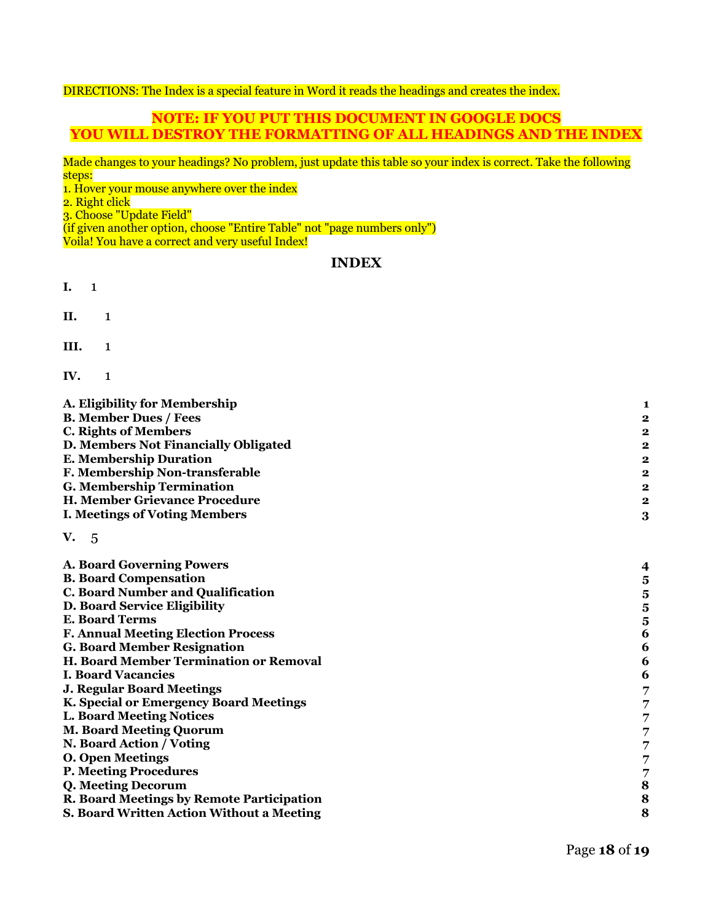DIRECTIONS: The Index is a special feature in Word it reads the headings and creates the index.

**NOTE: IF YOU PUT THIS DOCUMENT IN GOOGLE DOCS**
**YOU WILL DESTROY THE FORMATTING OF ALL HEADINGS AND THE INDEX**

Made changes to your headings? No problem, just update this table so your index is correct. Take the following steps:
1. Hover your mouse anywhere over the index
2. Right click
3. Choose "Update Field"
(if given another option, choose "Entire Table" not "page numbers only")
Voila! You have a correct and very useful Index!

## INDEX

**I.** 1

**II.** 1

**III.** 1

**IV.** 1

| | |
|---|---|
| **A. Eligibility for Membership** | **1** |
| **B. Member Dues / Fees** | **2** |
| **C. Rights of Members** | **2** |
| **D. Members Not Financially Obligated** | **2** |
| **E. Membership Duration** | **2** |
| **F. Membership Non-transferable** | **2** |
| **G. Membership Termination** | **2** |
| **H. Member Grievance Procedure** | **2** |
| **I. Meetings of Voting Members** | **3** |

**V.** 5

| | |
|---|---|
| **A. Board Governing Powers** | **4** |
| **B. Board Compensation** | **5** |
| **C. Board Number and Qualification** | **5** |
| **D. Board Service Eligibility** | **5** |
| **E. Board Terms** | **5** |
| **F. Annual Meeting Election Process** | **6** |
| **G. Board Member Resignation** | **6** |
| **H. Board Member Termination or Removal** | **6** |
| **I. Board Vacancies** | **6** |
| **J. Regular Board Meetings** | **7** |
| **K. Special or Emergency Board Meetings** | **7** |
| **L. Board Meeting Notices** | **7** |
| **M. Board Meeting Quorum** | **7** |
| **N. Board Action / Voting** | **7** |
| **O. Open Meetings** | **7** |
| **P. Meeting Procedures** | **7** |
| **Q. Meeting Decorum** | **8** |
| **R. Board Meetings by Remote Participation** | **8** |
| **S. Board Written Action Without a Meeting** | **8** |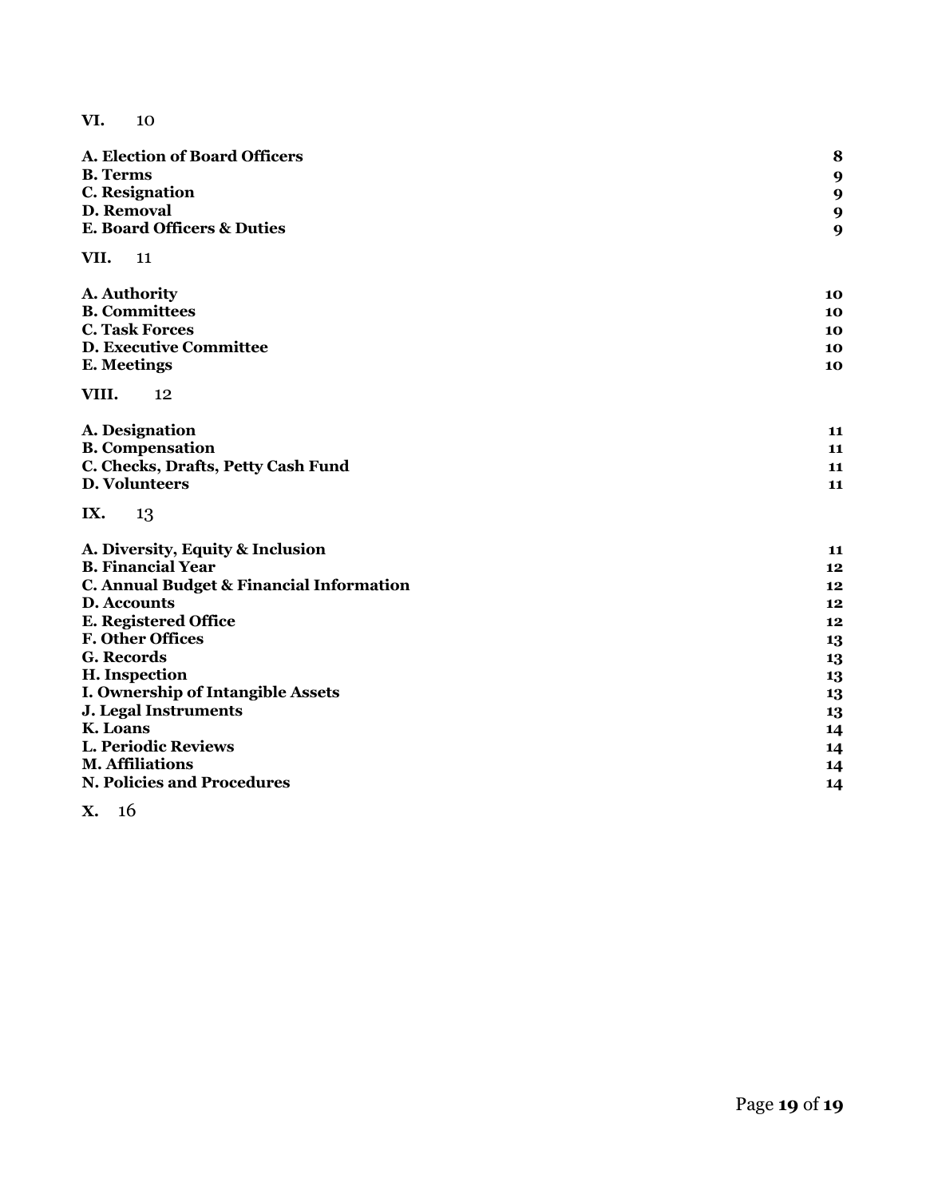**VI.** 10

| | |
|---|---|
| **A. Election of Board Officers** | **8** |
| **B. Terms** | **9** |
| **C. Resignation** | **9** |
| **D. Removal** | **9** |
| **E. Board Officers & Duties** | **9** |

**VII.** 11

| | |
|---|---|
| **A. Authority** | **10** |
| **B. Committees** | **10** |
| **C. Task Forces** | **10** |
| **D. Executive Committee** | **10** |
| **E. Meetings** | **10** |

**VIII.** 12

| | |
|---|---|
| **A. Designation** | **11** |
| **B. Compensation** | **11** |
| **C. Checks, Drafts, Petty Cash Fund** | **11** |
| **D. Volunteers** | **11** |

**IX.** 13

| | |
|---|---|
| **A. Diversity, Equity & Inclusion** | **11** |
| **B. Financial Year** | **12** |
| **C. Annual Budget & Financial Information** | **12** |
| **D. Accounts** | **12** |
| **E. Registered Office** | **12** |
| **F. Other Offices** | **13** |
| **G. Records** | **13** |
| **H. Inspection** | **13** |
| **I. Ownership of Intangible Assets** | **13** |
| **J. Legal Instruments** | **13** |
| **K. Loans** | **14** |
| **L. Periodic Reviews** | **14** |
| **M. Affiliations** | **14** |
| **N. Policies and Procedures** | **14** |

**X.** 16